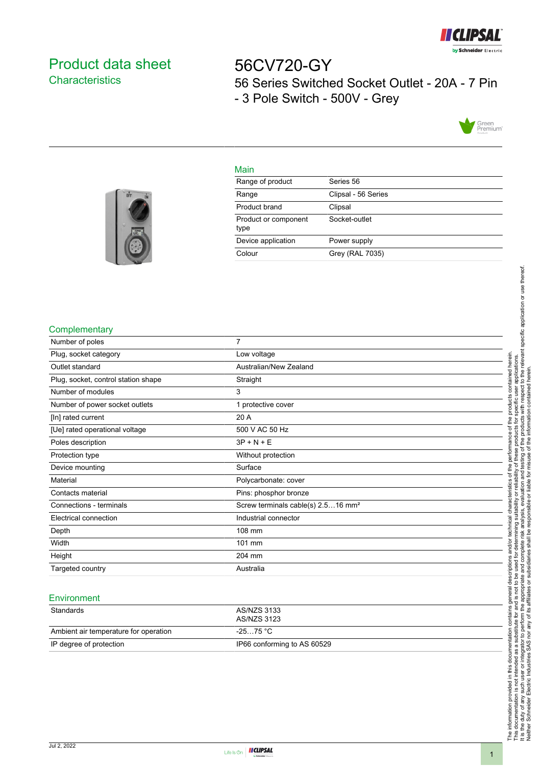# Product data sheet

## Characteristics

# 56CV720-GY

56 Series Switched Socket Outlet - 20A - 7 Pin - 3 Pole Switch - 500V - Grey

## Main

| | |
|---|---|
| Range of product | Series 56 |
| Range | Clipsal - 56 Series |
| Product brand | Clipsal |
| Product or component type | Socket-outlet |
| Device application | Power supply |
| Colour | Grey (RAL 7035) |

## Complementary

| | |
|---|---|
| Number of poles | 7 |
| Plug, socket category | Low voltage |
| Outlet standard | Australian/New Zealand |
| Plug, socket, control station shape | Straight |
| Number of modules | 3 |
| Number of power socket outlets | 1 protective cover |
| [In] rated current | 20 A |
| [Ue] rated operational voltage | 500 V AC 50 Hz |
| Poles description | 3P + N + E |
| Protection type | Without protection |
| Device mounting | Surface |
| Material | Polycarbonate: cover |
| Contacts material | Pins: phosphor bronze |
| Connections - terminals | Screw terminals cable(s) 2.5…16 mm² |
| Electrical connection | Industrial connector |
| Depth | 108 mm |
| Width | 101 mm |
| Height | 204 mm |
| Targeted country | Australia |

## Environment

| | |
|---|---|
| Standards | AS/NZS 3133<br>AS/NZS 3123 |
| Ambient air temperature for operation | -25…75 °C |
| IP degree of protection | IP66 conforming to AS 60529 |

The information provided in this documentation contains general descriptions and/or technical characteristics of the performance of the products contained herein. This documentation is not intended as a substitute for and is not to be used for determining suitability or reliability of these products for specific user applications. It is the duty of any such user or integrator to perform the appropriate and complete risk analysis, evaluation and testing of the products with respect to the relevant specific application or use thereof. Neither Schneider Electric Industries SAS nor any of its affiliates or subsidiaries shall be responsible or liable for misuse of the information contained herein.

Jul 2, 2022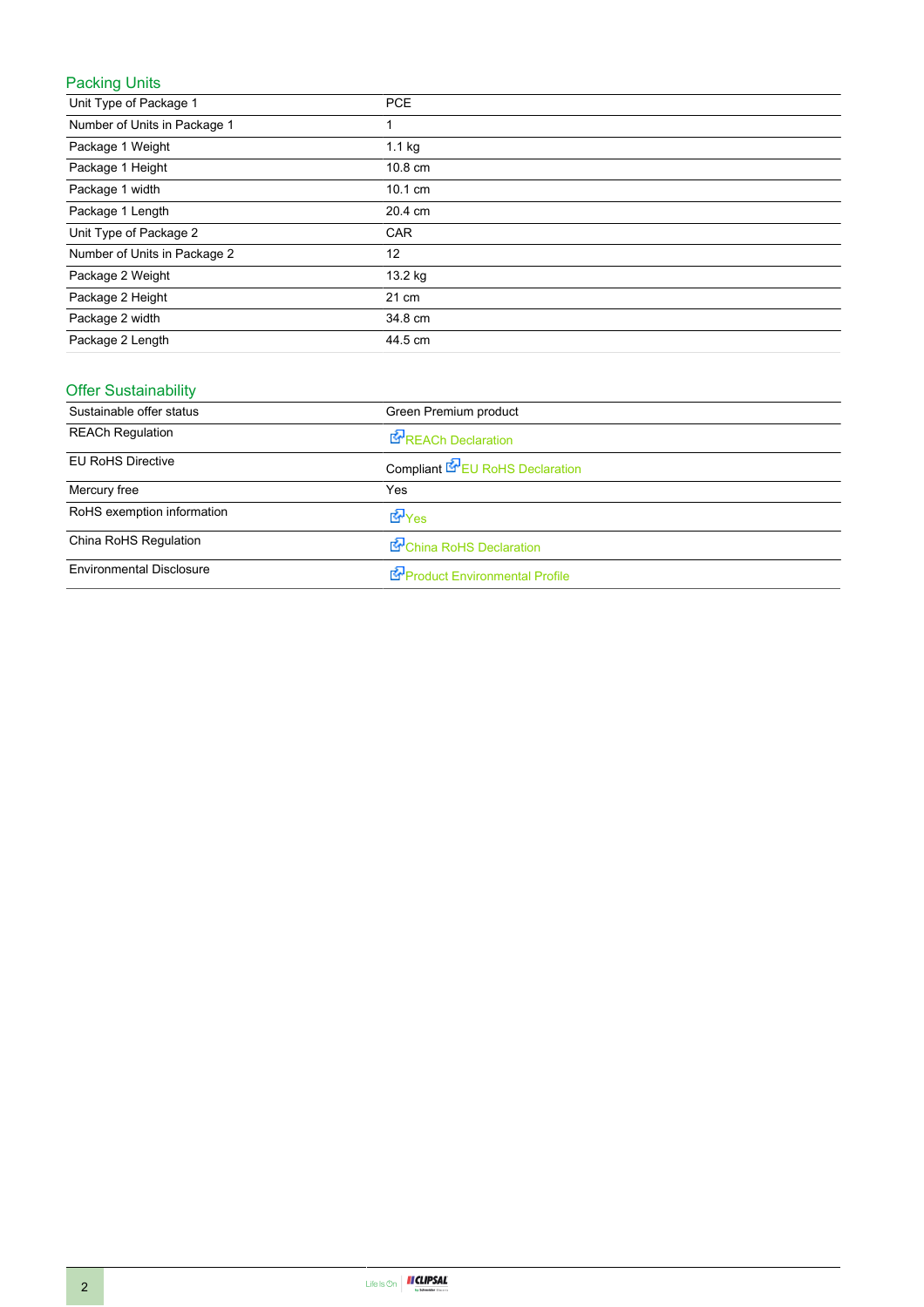## Packing Units

| | |
|---|---|
| Unit Type of Package 1 | PCE |
| Number of Units in Package 1 | 1 |
| Package 1 Weight | 1.1 kg |
| Package 1 Height | 10.8 cm |
| Package 1 width | 10.1 cm |
| Package 1 Length | 20.4 cm |
| Unit Type of Package 2 | CAR |
| Number of Units in Package 2 | 12 |
| Package 2 Weight | 13.2 kg |
| Package 2 Height | 21 cm |
| Package 2 width | 34.8 cm |
| Package 2 Length | 44.5 cm |

## Offer Sustainability

| | |
|---|---|
| Sustainable offer status | Green Premium product |
| REACh Regulation | REACh Declaration |
| EU RoHS Directive | Compliant EU RoHS Declaration |
| Mercury free | Yes |
| RoHS exemption information | Yes |
| China RoHS Regulation | China RoHS Declaration |
| Environmental Disclosure | Product Environmental Profile |